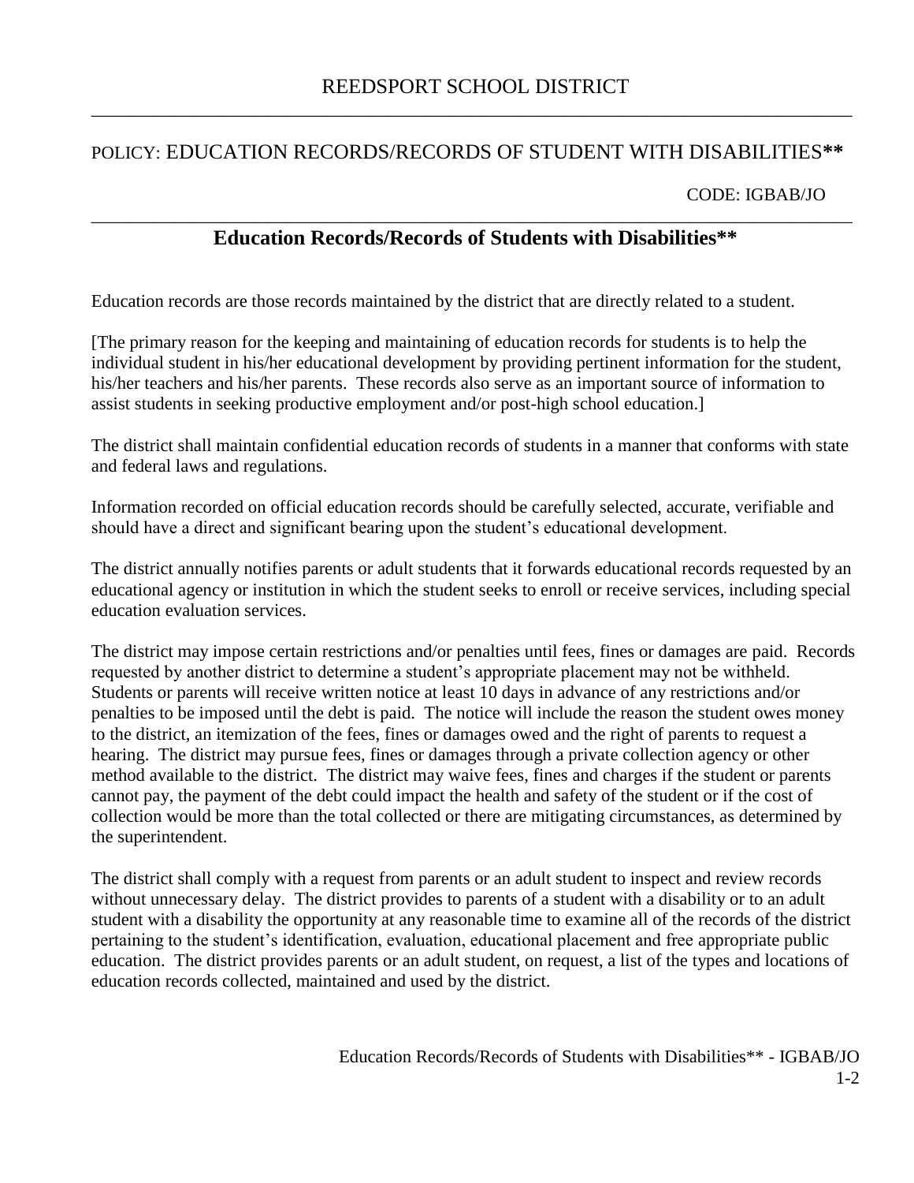REEDSPORT SCHOOL DISTRICT

POLICY: EDUCATION RECORDS/RECORDS OF STUDENT WITH DISABILITIES**

CODE: IGBAB/JO

# Education Records/Records of Students with Disabilities**

Education records are those records maintained by the district that are directly related to a student.

[The primary reason for the keeping and maintaining of education records for students is to help the individual student in his/her educational development by providing pertinent information for the student, his/her teachers and his/her parents. These records also serve as an important source of information to assist students in seeking productive employment and/or post-high school education.]

The district shall maintain confidential education records of students in a manner that conforms with state and federal laws and regulations.

Information recorded on official education records should be carefully selected, accurate, verifiable and should have a direct and significant bearing upon the student's educational development.

The district annually notifies parents or adult students that it forwards educational records requested by an educational agency or institution in which the student seeks to enroll or receive services, including special education evaluation services.

The district may impose certain restrictions and/or penalties until fees, fines or damages are paid. Records requested by another district to determine a student's appropriate placement may not be withheld. Students or parents will receive written notice at least 10 days in advance of any restrictions and/or penalties to be imposed until the debt is paid. The notice will include the reason the student owes money to the district, an itemization of the fees, fines or damages owed and the right of parents to request a hearing. The district may pursue fees, fines or damages through a private collection agency or other method available to the district. The district may waive fees, fines and charges if the student or parents cannot pay, the payment of the debt could impact the health and safety of the student or if the cost of collection would be more than the total collected or there are mitigating circumstances, as determined by the superintendent.

The district shall comply with a request from parents or an adult student to inspect and review records without unnecessary delay. The district provides to parents of a student with a disability or to an adult student with a disability the opportunity at any reasonable time to examine all of the records of the district pertaining to the student's identification, evaluation, educational placement and free appropriate public education. The district provides parents or an adult student, on request, a list of the types and locations of education records collected, maintained and used by the district.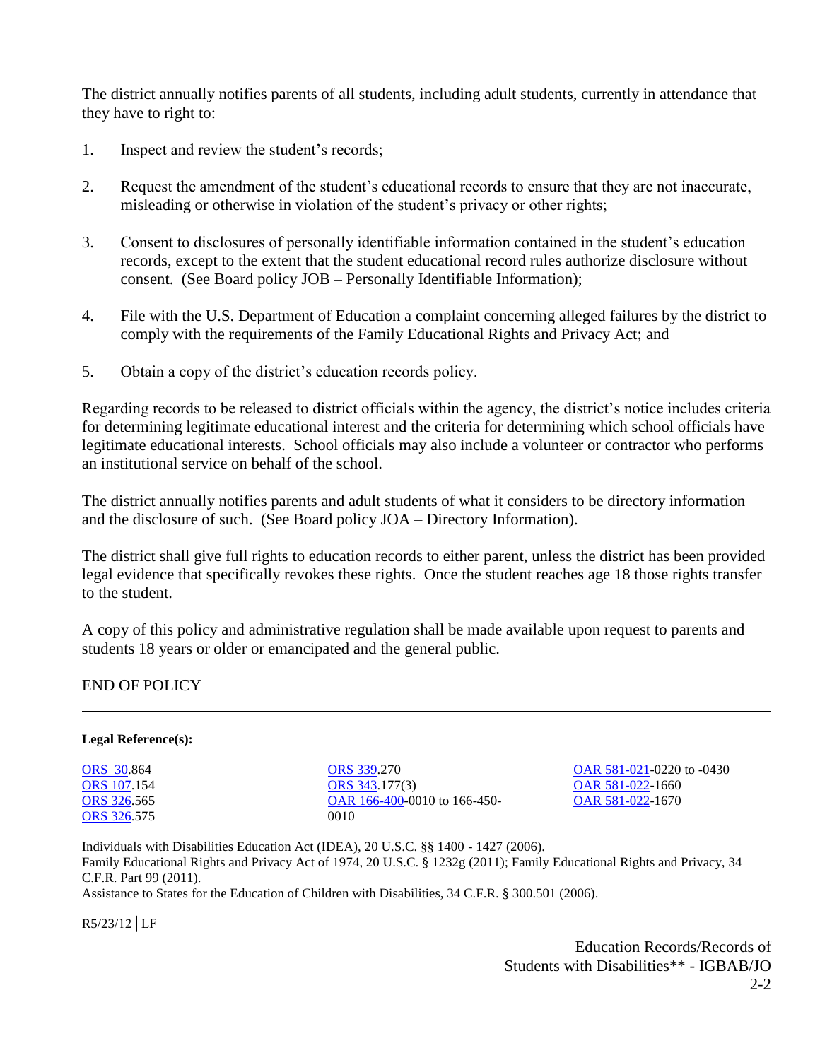The district annually notifies parents of all students, including adult students, currently in attendance that they have to right to:

1. Inspect and review the student's records;
2. Request the amendment of the student's educational records to ensure that they are not inaccurate, misleading or otherwise in violation of the student's privacy or other rights;
3. Consent to disclosures of personally identifiable information contained in the student's education records, except to the extent that the student educational record rules authorize disclosure without consent. (See Board policy JOB – Personally Identifiable Information);
4. File with the U.S. Department of Education a complaint concerning alleged failures by the district to comply with the requirements of the Family Educational Rights and Privacy Act; and
5. Obtain a copy of the district's education records policy.

Regarding records to be released to district officials within the agency, the district's notice includes criteria for determining legitimate educational interest and the criteria for determining which school officials have legitimate educational interests. School officials may also include a volunteer or contractor who performs an institutional service on behalf of the school.

The district annually notifies parents and adult students of what it considers to be directory information and the disclosure of such. (See Board policy JOA – Directory Information).

The district shall give full rights to education records to either parent, unless the district has been provided legal evidence that specifically revokes these rights. Once the student reaches age 18 those rights transfer to the student.

A copy of this policy and administrative regulation shall be made available upon request to parents and students 18 years or older or emancipated and the general public.

END OF POLICY

---

**Legal Reference(s):**

ORS 30.864
ORS 107.154
ORS 326.565
ORS 326.575
ORS 339.270
ORS 343.177(3)
OAR 166-400-0010 to 166-450-0010
OAR 581-021-0220 to -0430
OAR 581-022-1660
OAR 581-022-1670

Individuals with Disabilities Education Act (IDEA), 20 U.S.C. §§ 1400 - 1427 (2006).
Family Educational Rights and Privacy Act of 1974, 20 U.S.C. § 1232g (2011); Family Educational Rights and Privacy, 34 C.F.R. Part 99 (2011).
Assistance to States for the Education of Children with Disabilities, 34 C.F.R. § 300.501 (2006).

R5/23/12│LF

Education Records/Records of Students with Disabilities** - IGBAB/JO